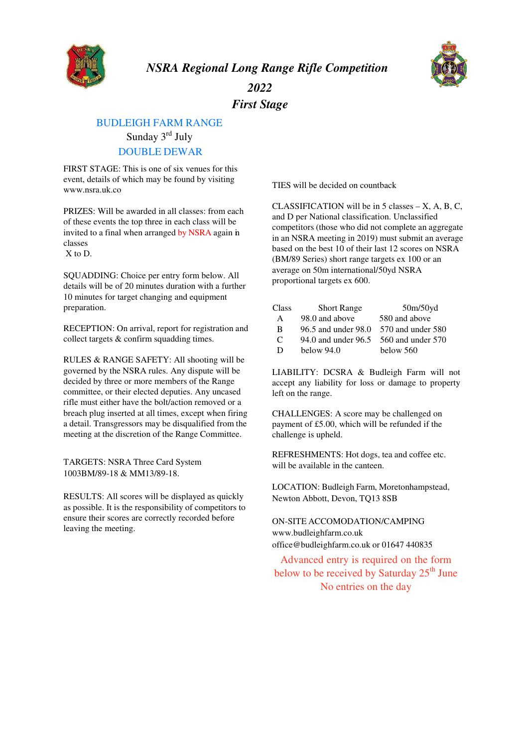# *NSRA Regional Long Range Rifle Competition*

## *2022*

## *First Stage*

BUDLEIGH FARM RANGE

Sunday 3rd July

DOUBLE DEWAR

FIRST STAGE: This is one of six venues for this event, details of which may be found by visiting www.nsra.uk.co

PRIZES: Will be awarded in all classes: from each of these events the top three in each class will be invited to a final when arranged by NSRA again in classes X to D.

SQUADDING: Choice per entry form below. All details will be of 20 minutes duration with a further 10 minutes for target changing and equipment preparation.

RECEPTION: On arrival, report for registration and collect targets & confirm squadding times.

RULES & RANGE SAFETY: All shooting will be governed by the NSRA rules. Any dispute will be decided by three or more members of the Range committee, or their elected deputies. Any uncased rifle must either have the bolt/action removed or a breach plug inserted at all times, except when firing a detail. Transgressors may be disqualified from the meeting at the discretion of the Range Committee.

TARGETS: NSRA Three Card System 1003BM/89-18 & MM13/89-18.

RESULTS: All scores will be displayed as quickly as possible. It is the responsibility of competitors to ensure their scores are correctly recorded before leaving the meeting.

TIES will be decided on countback

CLASSIFICATION will be in 5 classes – X, A, B, C, and D per National classification. Unclassified competitors (those who did not complete an aggregate in an NSRA meeting in 2019) must submit an average based on the best 10 of their last 12 scores on NSRA (BM/89 Series) short range targets ex 100 or an average on 50m international/50yd NSRA proportional targets ex 600.

| Class | Short Range | 50m/50yd |
|---|---|---|
| A | 98.0 and above | 580 and above |
| B | 96.5 and under 98.0 | 570 and under 580 |
| C | 94.0 and under 96.5 | 560 and under 570 |
| D | below 94.0 | below 560 |

LIABILITY: DCSRA & Budleigh Farm will not accept any liability for loss or damage to property left on the range.

CHALLENGES: A score may be challenged on payment of £5.00, which will be refunded if the challenge is upheld.

REFRESHMENTS: Hot dogs, tea and coffee etc. will be available in the canteen.

LOCATION: Budleigh Farm, Moretonhampstead, Newton Abbott, Devon, TQ13 8SB

ON-SITE ACCOMODATION/CAMPING
www.budleighfarm.co.uk
office@budleighfarm.co.uk or 01647 440835

Advanced entry is required on the form below to be received by Saturday 25th June
No entries on the day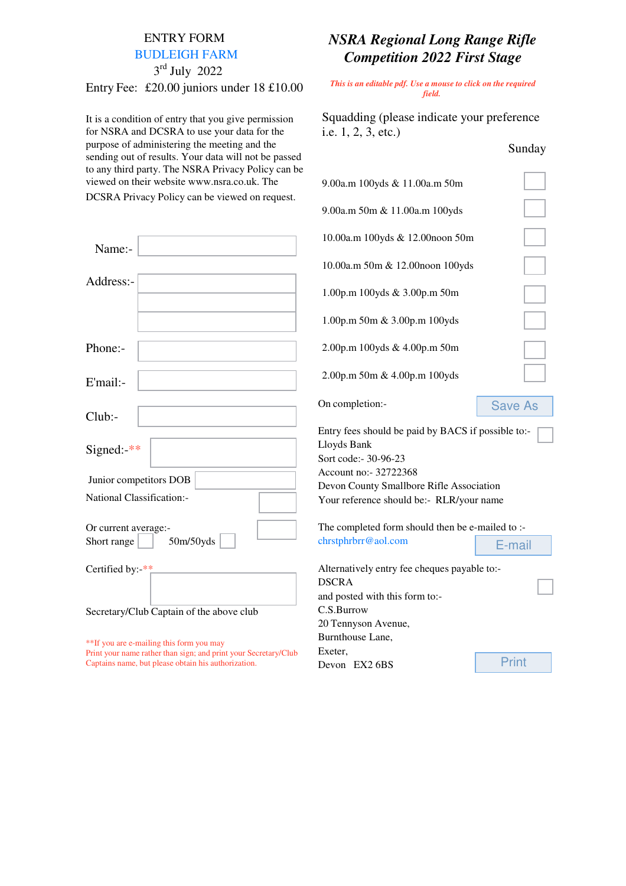ENTRY FORM
BUDLEIGH FARM
3rd July 2022
Entry Fee: £20.00 juniors under 18 £10.00

It is a condition of entry that you give permission for NSRA and DCSRA to use your data for the purpose of administering the meeting and the sending out of results. Your data will not be passed to any third party. The NSRA Privacy Policy can be viewed on their website www.nsra.co.uk. The DCSRA Privacy Policy can be viewed on request.

Name:-

Address:-

Phone:-

E'mail:-

Club:-

Signed:-**

Junior competitors DOB

National Classification:-

Or current average:-
Short range 50m/50yds

Certified by:-**

Secretary/Club Captain of the above club

**If you are e-mailing this form you may Print your name rather than sign; and print your Secretary/Club Captains name, but please obtain his authorization.

## *NSRA Regional Long Range Rifle Competition 2022 First Stage*

*This is an editable pdf. Use a mouse to click on the required field.*

Squadding (please indicate your preference i.e. 1, 2, 3, etc.)

| | Sunday |
|---|---|
| 9.00a.m 100yds & 11.00a.m 50m | |
| 9.00a.m 50m & 11.00a.m 100yds | |
| 10.00a.m 100yds & 12.00noon 50m | |
| 10.00a.m 50m & 12.00noon 100yds | |
| 1.00p.m 100yds & 3.00p.m 50m | |
| 1.00p.m 50m & 3.00p.m 100yds | |
| 2.00p.m 100yds & 4.00p.m 50m | |
| 2.00p.m 50m & 4.00p.m 100yds | |

On completion:- Save As

Entry fees should be paid by BACS if possible to:-
Lloyds Bank
Sort code:- 30-96-23
Account no:- 32722368
Devon County Smallbore Rifle Association
Your reference should be:- RLR/your name

The completed form should then be e-mailed to :-
chrstphrbrr@aol.com
E-mail

Alternatively entry fee cheques payable to:-
DSCRA
and posted with this form to:-
C.S.Burrow
20 Tennyson Avenue,
Burnthouse Lane,
Exeter,
Devon EX2 6BS

Print